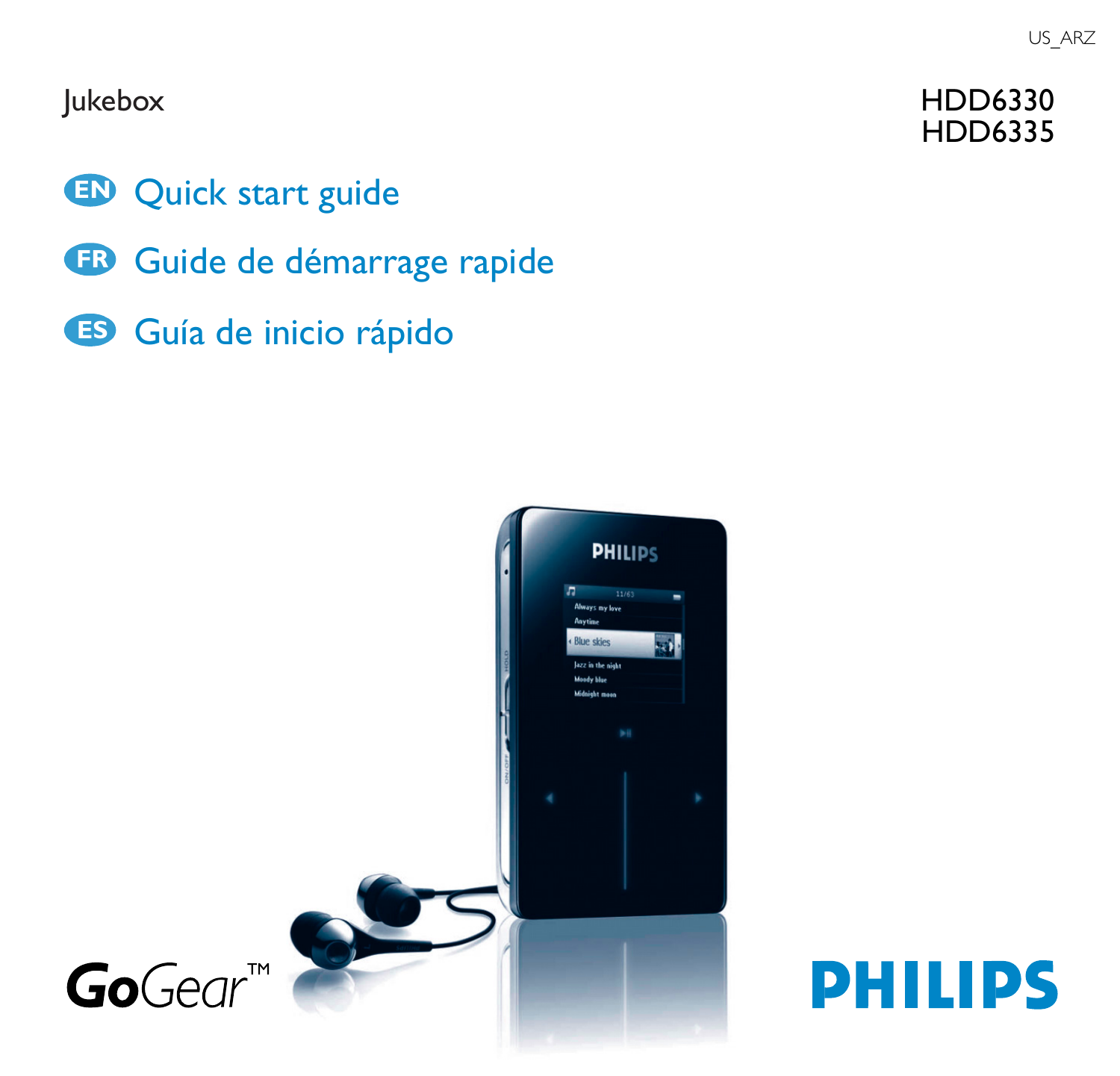US_ARZ

Jukebox

HDD6330
HDD6335

# EN Quick start guide

# FR Guide de démarrage rapide

# ES Guía de inicio rápido

GoGear™

PHILIPS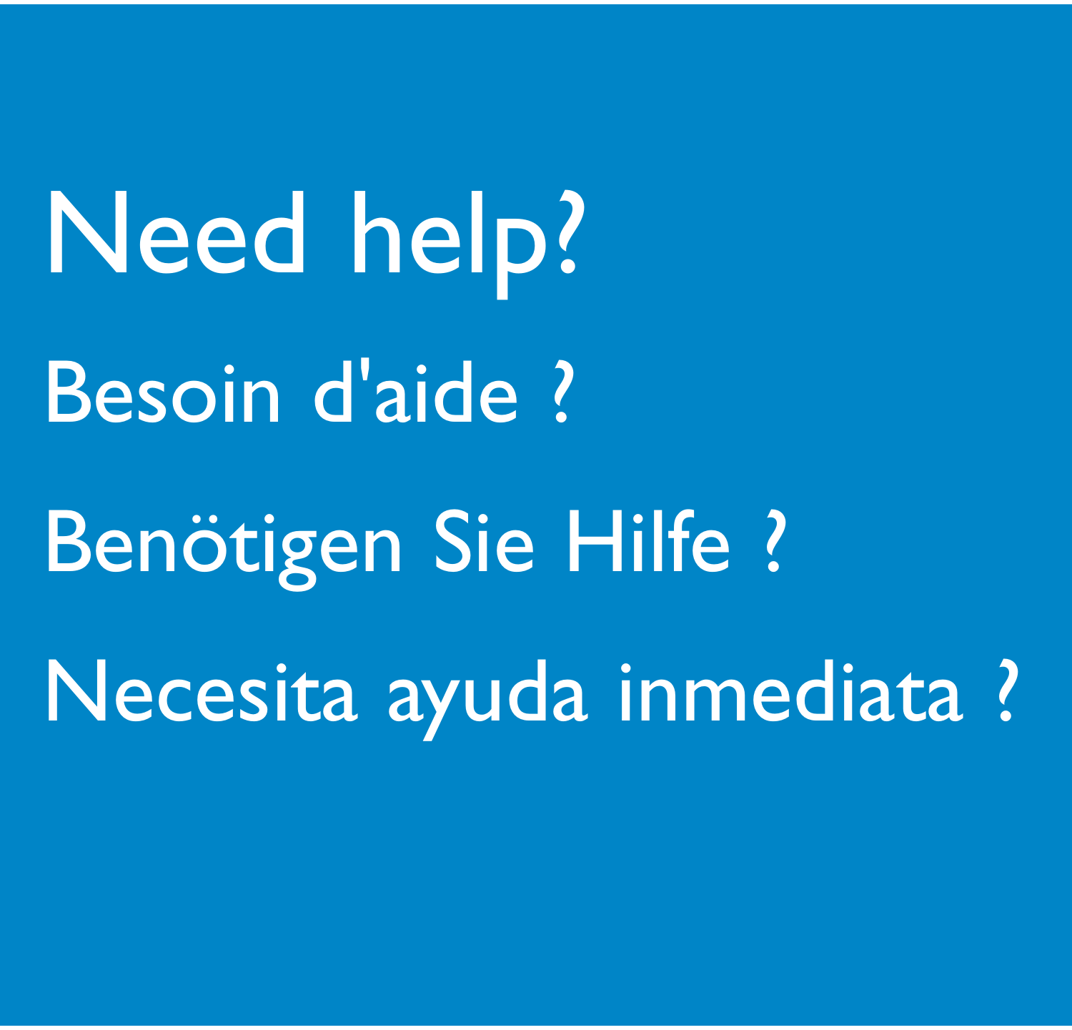# Need help?

## Besoin d'aide ?

## Benötigen Sie Hilfe ?

## Necesita ayuda inmediata ?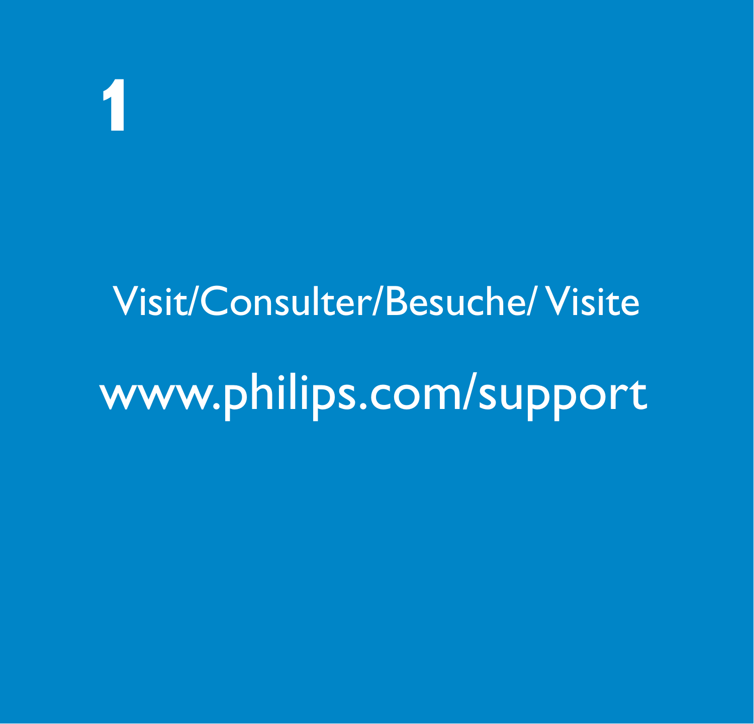# 1

Visit/Consulter/Besuche/ Visite

www.philips.com/support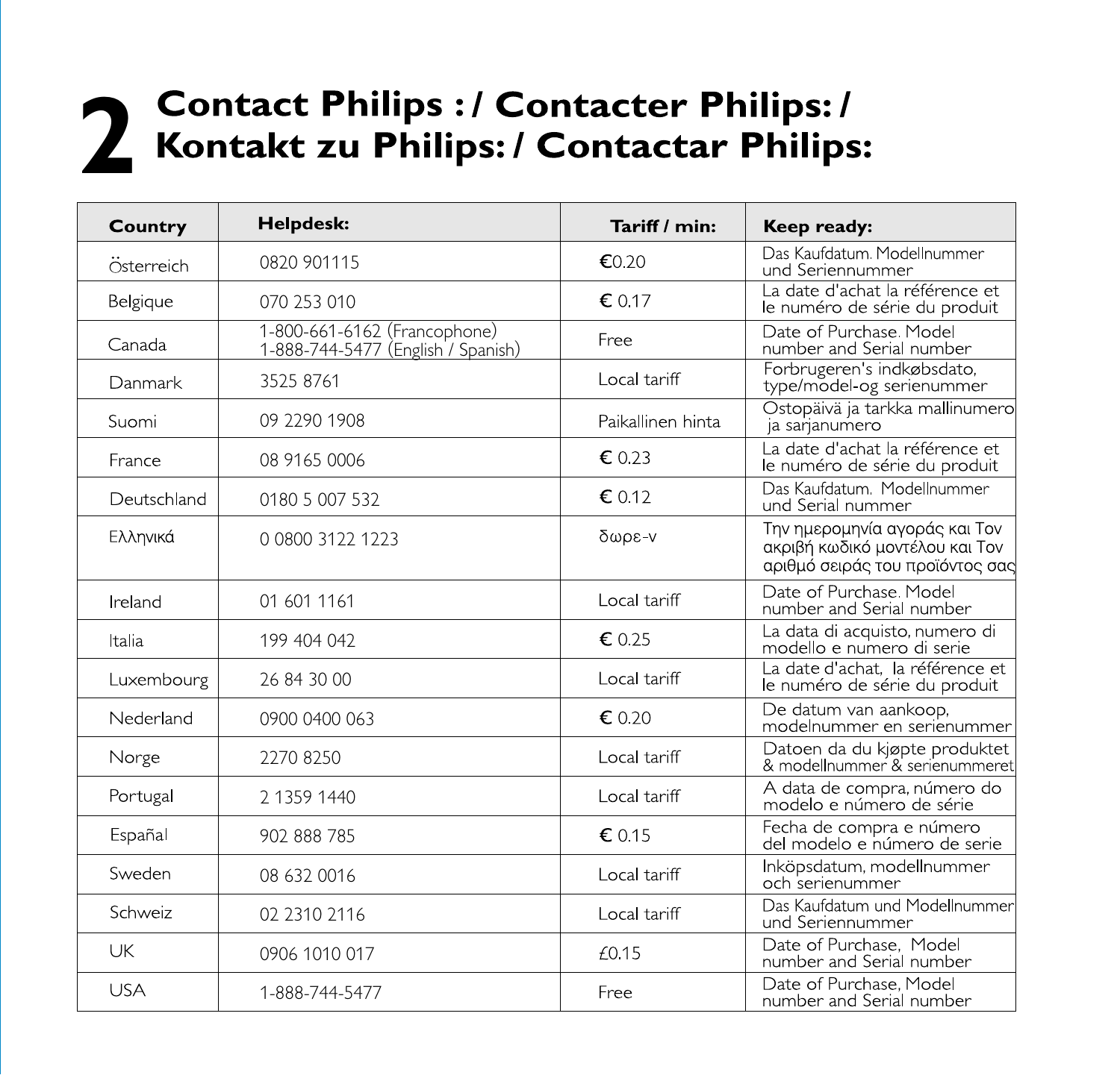# 2 Contact Philips : / Contacter Philips: / Kontakt zu Philips: / Contactar Philips:

| Country | Helpdesk: | Tariff / min: | Keep ready: |
|---|---|---|---|
| Österreich | 0820 901115 | €0.20 | Das Kaufdatum. Modellnummer und Seriennummer |
| Belgique | 070 253 010 | € 0.17 | La date d'achat la référence et le numéro de série du produit |
| Canada | 1-800-661-6162 (Francophone) 1-888-744-5477 (English / Spanish) | Free | Date of Purchase. Model number and Serial number |
| Danmark | 3525 8761 | Local tariff | Forbrugeren's indkøbsdato, type/model-og serienummer |
| Suomi | 09 2290 1908 | Paikallinen hinta | Ostopäivä ja tarkka mallinumero ja sarjanumero |
| France | 08 9165 0006 | € 0.23 | La date d'achat la référence et le numéro de série du produit |
| Deutschland | 0180 5 007 532 | € 0.12 | Das Kaufdatum. Modellnummer und Serial nummer |
| Ελληνικά | 0 0800 3122 1223 | δωρε-ν | Την ημερομηνία αγοράς και Τον ακριβή κωδικό μοντέλου και Τον αριθμό σειράς του προϊόντος σας |
| Ireland | 01 601 1161 | Local tariff | Date of Purchase. Model number and Serial number |
| Italia | 199 404 042 | € 0.25 | La data di acquisto, numero di modello e numero di serie |
| Luxembourg | 26 84 30 00 | Local tariff | La date d'achat, la référence et le numéro de série du produit |
| Nederland | 0900 0400 063 | € 0.20 | De datum van aankoop, modelnummer en serienummer |
| Norge | 2270 8250 | Local tariff | Datoen da du kjøpte produktet & modellnummer & serienummeret |
| Portugal | 2 1359 1440 | Local tariff | A data de compra, número do modelo e número de série |
| Españal | 902 888 785 | € 0.15 | Fecha de compra e número del modelo e número de serie |
| Sweden | 08 632 0016 | Local tariff | Inköpsdatum, modellnummer och serienummer |
| Schweiz | 02 2310 2116 | Local tariff | Das Kaufdatum und Modellnummer und Seriennummer |
| UK | 0906 1010 017 | £0.15 | Date of Purchase, Model number and Serial number |
| USA | 1-888-744-5477 | Free | Date of Purchase, Model number and Serial number |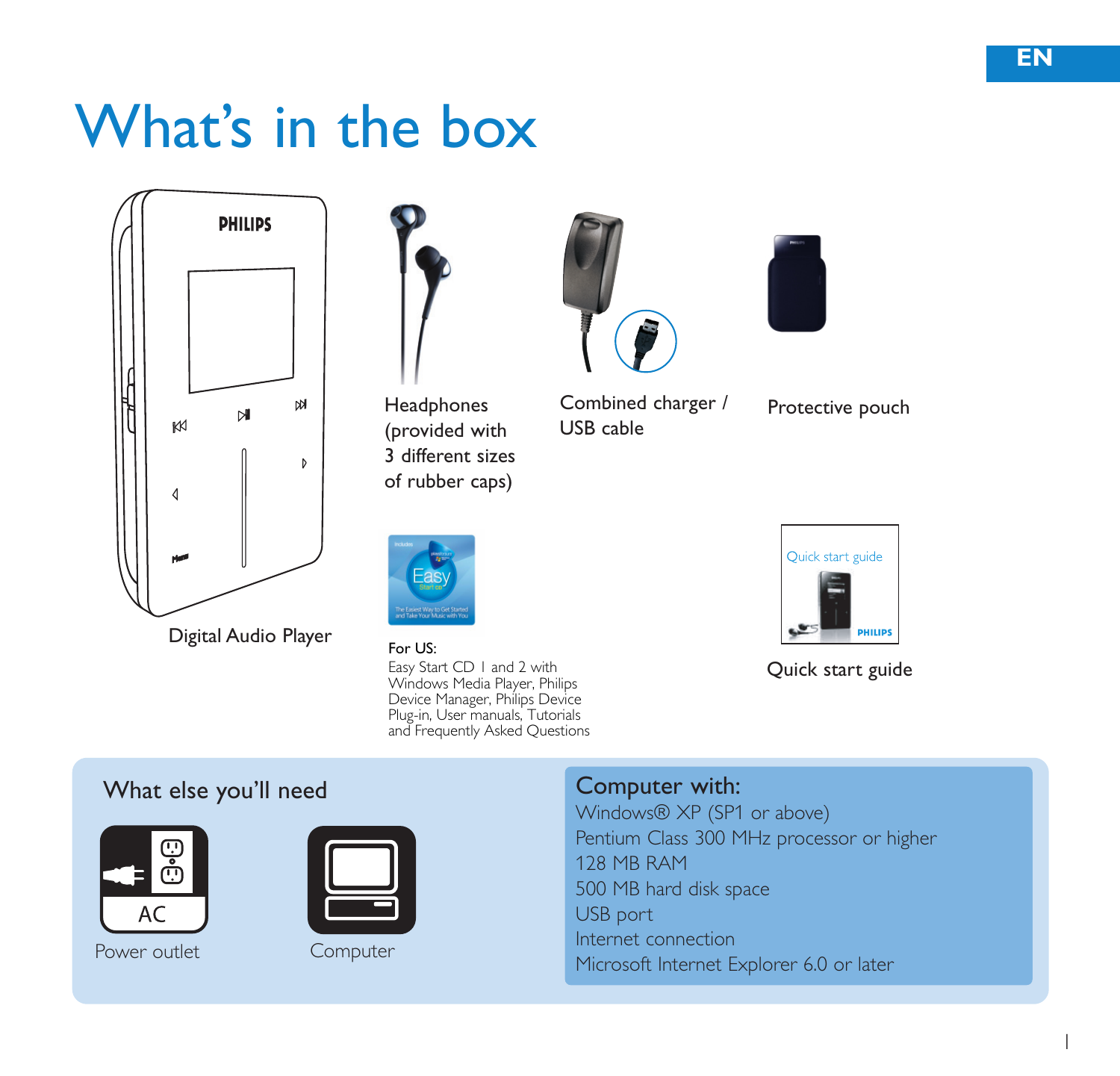# What's in the box

Digital Audio Player

Headphones (provided with 3 different sizes of rubber caps)

Combined charger / USB cable

Protective pouch

**For US:**
Easy Start CD 1 and 2 with Windows Media Player, Philips Device Manager, Philips Device Plug-in, User manuals, Tutorials and Frequently Asked Questions

Quick start guide

## What else you'll need

AC Power outlet

Computer

**Computer with:**
Windows® XP (SP1 or above)
Pentium Class 300 MHz processor or higher
128 MB RAM
500 MB hard disk space
USB port
Internet connection
Microsoft Internet Explorer 6.0 or later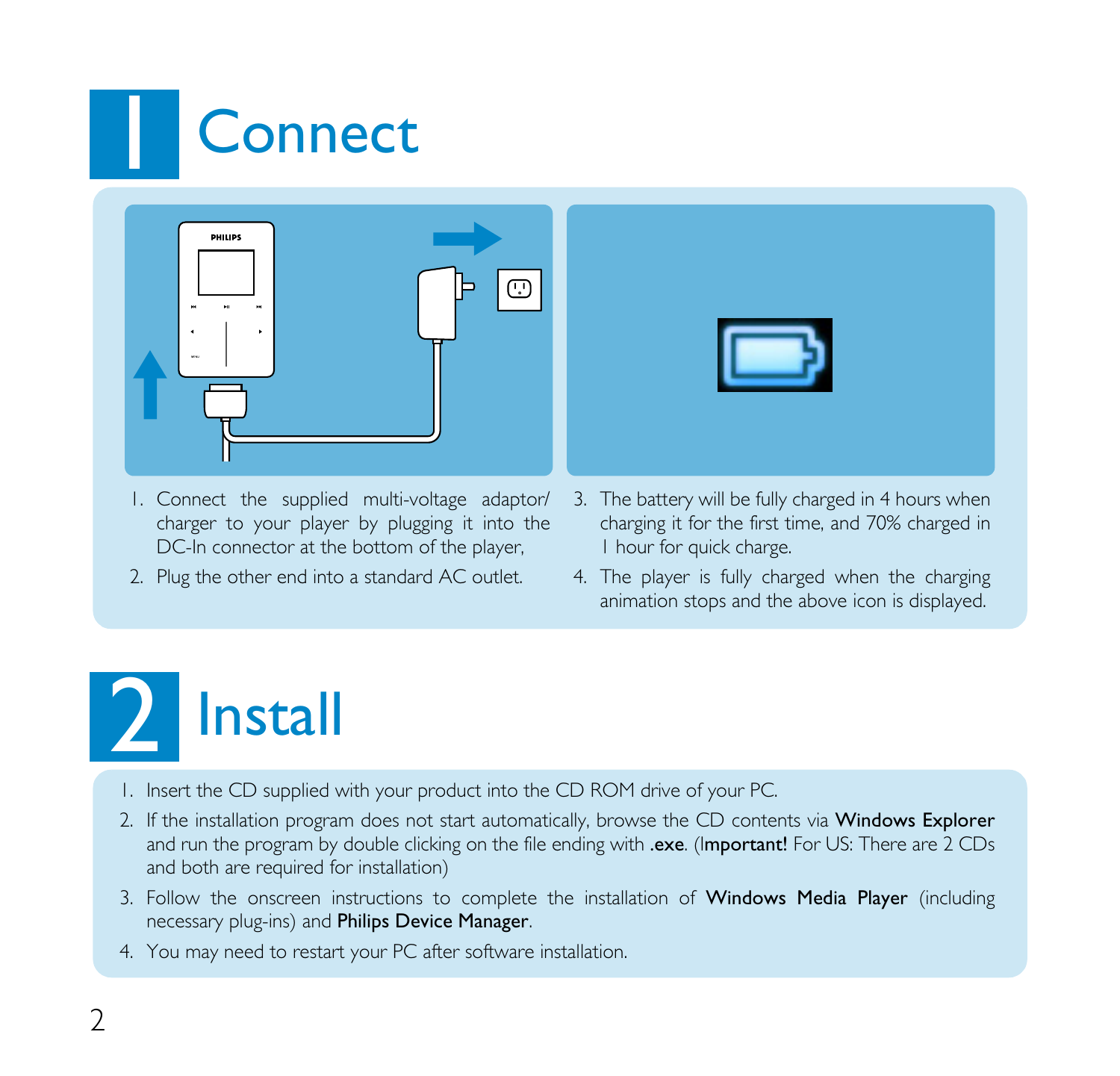# 1 Connect

1. Connect the supplied multi-voltage adaptor/ charger to your player by plugging it into the DC-In connector at the bottom of the player,
2. Plug the other end into a standard AC outlet.
3. The battery will be fully charged in 4 hours when charging it for the first time, and 70% charged in 1 hour for quick charge.
4. The player is fully charged when the charging animation stops and the above icon is displayed.

# 2 Install

1. Insert the CD supplied with your product into the CD ROM drive of your PC.
2. If the installation program does not start automatically, browse the CD contents via **Windows Explorer** and run the program by double clicking on the file ending with **.exe**. (**Important!** For US: There are 2 CDs and both are required for installation)
3. Follow the onscreen instructions to complete the installation of **Windows Media Player** (including necessary plug-ins) and **Philips Device Manager**.
4. You may need to restart your PC after software installation.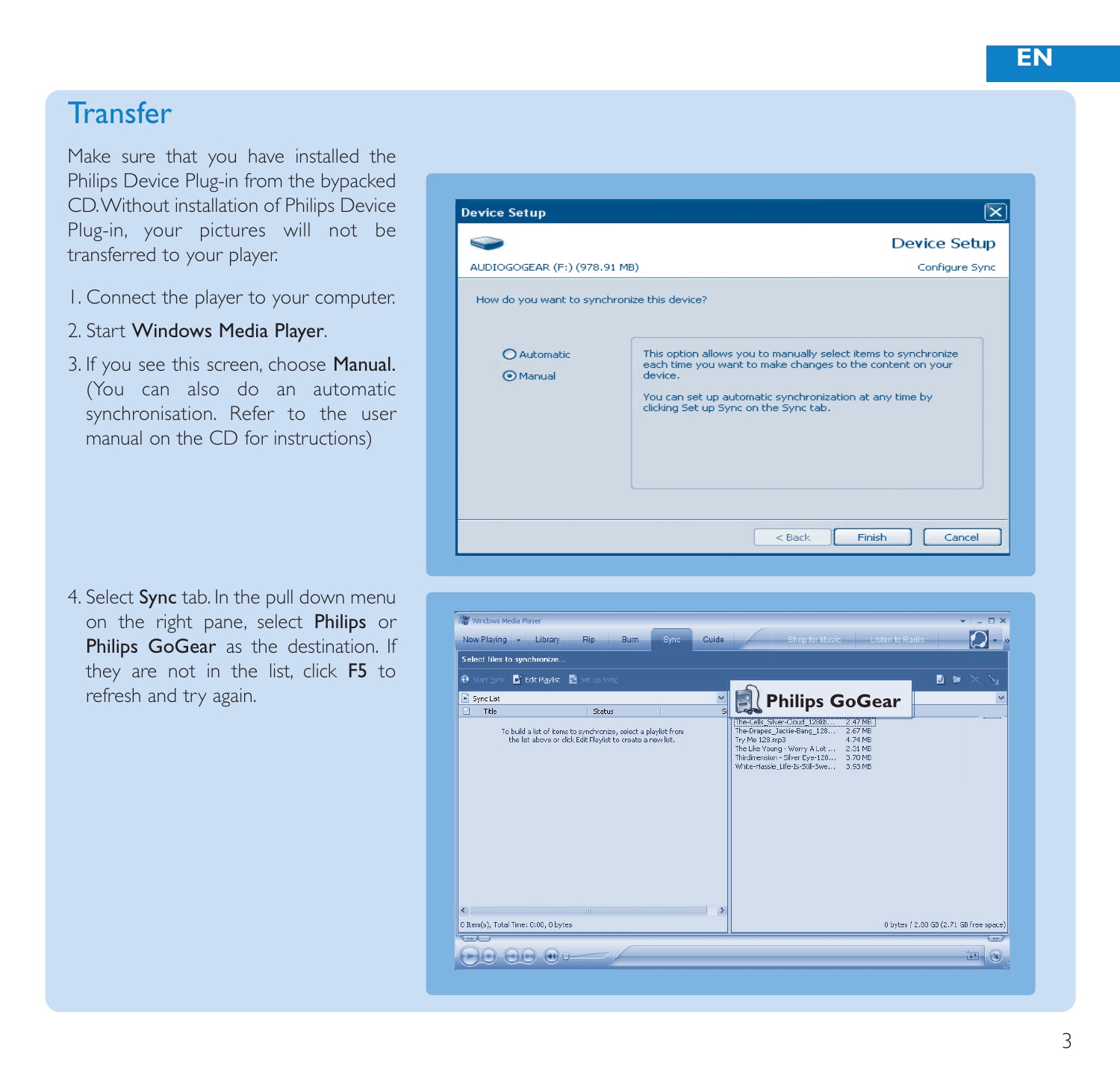## Transfer

Make sure that you have installed the Philips Device Plug-in from the bypacked CD. Without installation of Philips Device Plug-in, your pictures will not be transferred to your player.

1. Connect the player to your computer.
2. Start **Windows Media Player**.
3. If you see this screen, choose **Manual.** (You can also do an automatic synchronisation. Refer to the user manual on the CD for instructions)
4. Select **Sync** tab. In the pull down menu on the right pane, select **Philips** or **Philips GoGear** as the destination. If they are not in the list, click **F5** to refresh and try again.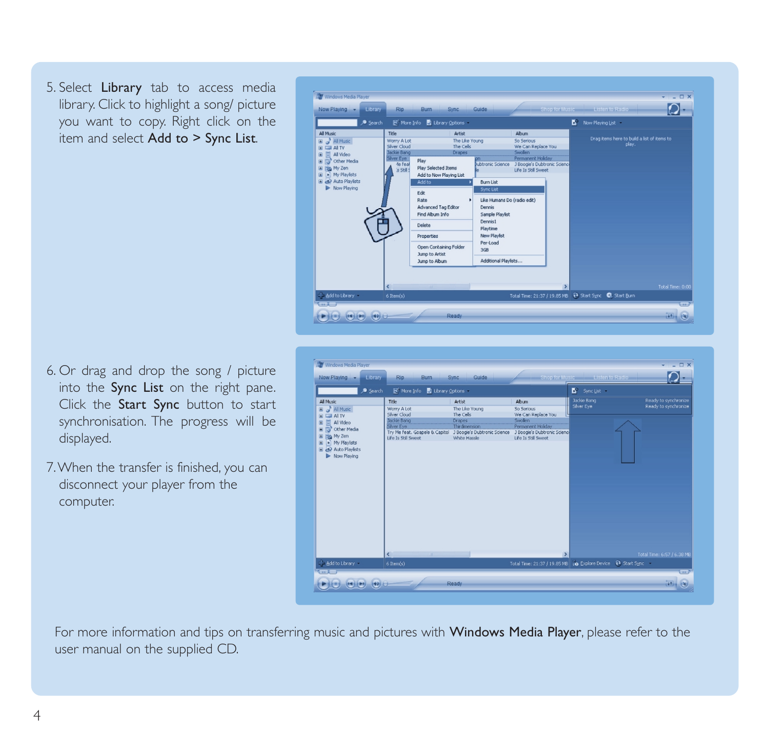5. Select **Library** tab to access media library. Click to highlight a song/ picture you want to copy. Right click on the item and select **Add to > Sync List**.

6. Or drag and drop the song / picture into the **Sync List** on the right pane. Click the **Start Sync** button to start synchronisation. The progress will be displayed.

7. When the transfer is finished, you can disconnect your player from the computer.

For more information and tips on transferring music and pictures with **Windows Media Player**, please refer to the user manual on the supplied CD.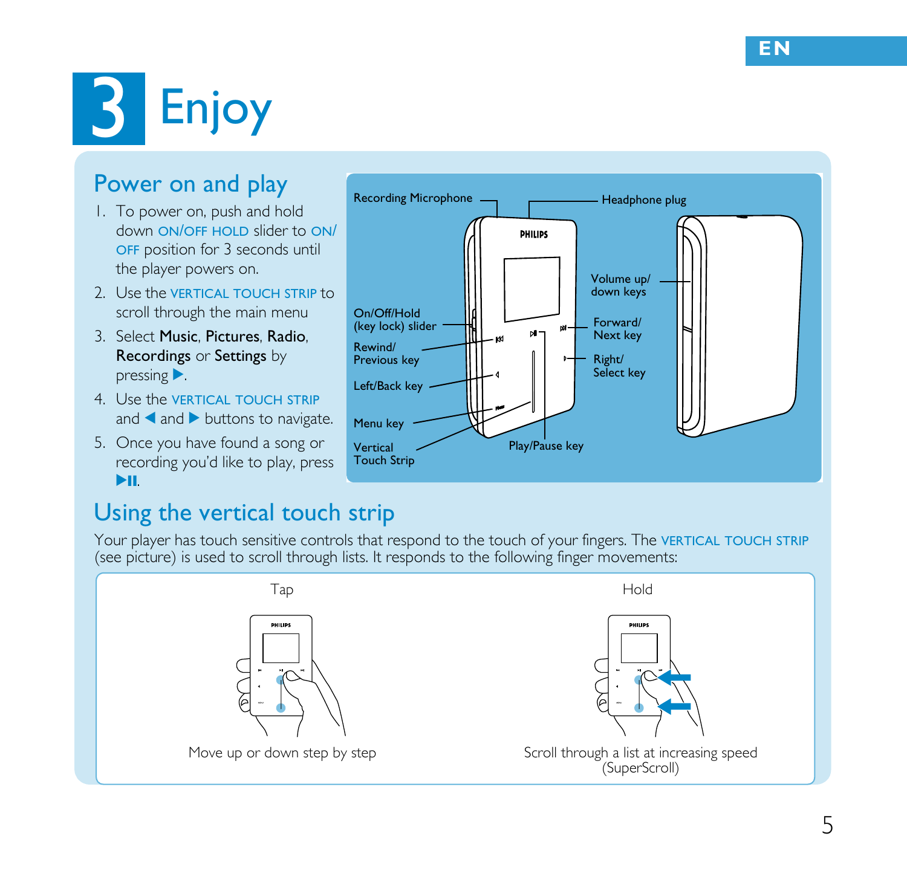# 3 Enjoy

## Power on and play

1. To power on, push and hold down ON/OFF HOLD slider to ON/OFF position for 3 seconds until the player powers on.
2. Use the VERTICAL TOUCH STRIP to scroll through the main menu
3. Select **Music**, **Pictures**, **Radio**, **Recordings** or **Settings** by pressing ▶.
4. Use the VERTICAL TOUCH STRIP and ◀ and ▶ buttons to navigate.
5. Once you have found a song or recording you'd like to play, press ▶II.

Recording Microphone

Headphone plug

Volume up/ down keys

On/Off/Hold (key lock) slider

Forward/ Next key

Rewind/ Previous key

Right/ Select key

Left/Back key

Menu key

Vertical Touch Strip

Play/Pause key

## Using the vertical touch strip

Your player has touch sensitive controls that respond to the touch of your fingers. The VERTICAL TOUCH STRIP (see picture) is used to scroll through lists. It responds to the following finger movements:

| Tap | Hold |
| --- | --- |
| Move up or down step by step | Scroll through a list at increasing speed (SuperScroll) |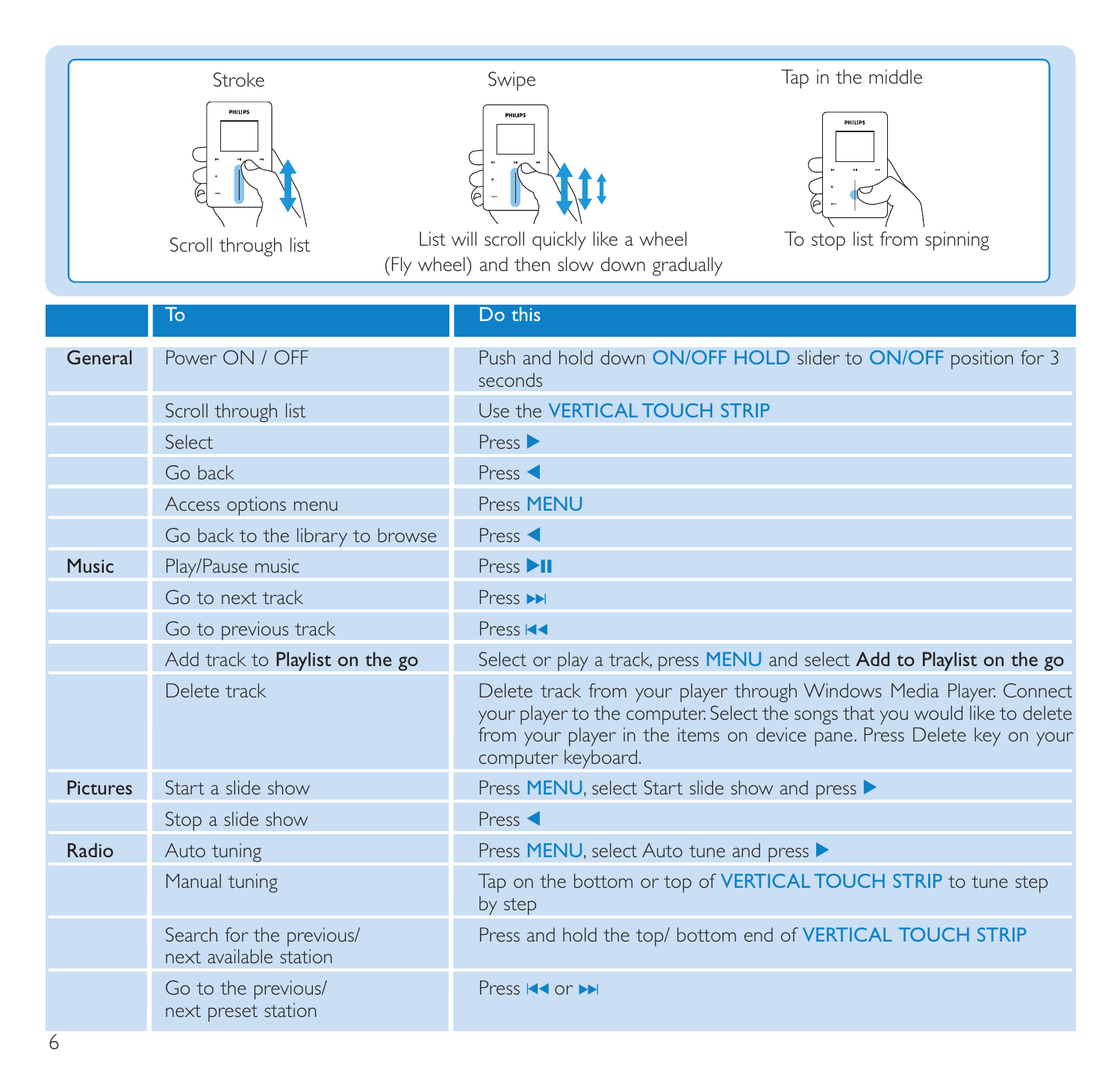| Stroke | Swipe | Tap in the middle |
| --- | --- | --- |
| Scroll through list | List will scroll quickly like a wheel (Fly wheel) and then slow down gradually | To stop list from spinning |

| | To | Do this |
| --- | --- | --- |
| **General** | Power ON / OFF | Push and hold down **ON/OFF HOLD** slider to **ON/OFF** position for 3 seconds |
| | Scroll through list | Use the **VERTICAL TOUCH STRIP** |
| | Select | Press ▶ |
| | Go back | Press ◀ |
| | Access options menu | Press **MENU** |
| | Go back to the library to browse | Press ◀ |
| **Music** | Play/Pause music | Press ▶II |
| | Go to next track | Press ▶▶I |
| | Go to previous track | Press I◀◀ |
| | Add track to **Playlist on the go** | Select or play a track, press **MENU** and select **Add to Playlist on the go** |
| | Delete track | Delete track from your player through Windows Media Player. Connect your player to the computer. Select the songs that you would like to delete from your player in the items on device pane. Press Delete key on your computer keyboard. |
| **Pictures** | Start a slide show | Press **MENU**, select Start slide show and press ▶ |
| | Stop a slide show | Press ◀ |
| **Radio** | Auto tuning | Press **MENU**, select Auto tune and press ▶ |
| | Manual tuning | Tap on the bottom or top of **VERTICAL TOUCH STRIP** to tune step by step |
| | Search for the previous/ next available station | Press and hold the top/ bottom end of **VERTICAL TOUCH STRIP** |
| | Go to the previous/ next preset station | Press I◀◀ or ▶▶I |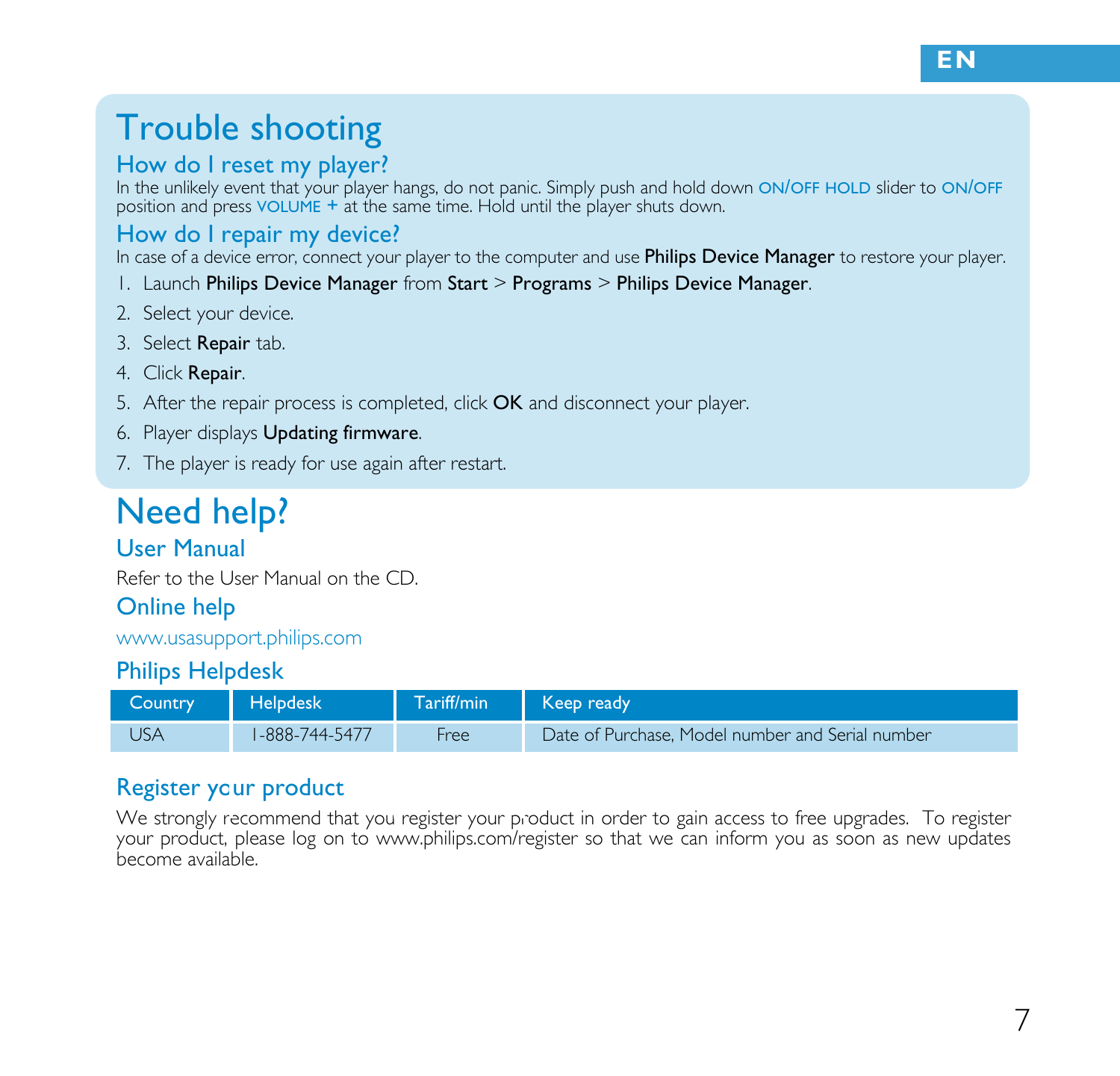# Trouble shooting

## How do I reset my player?

In the unlikely event that your player hangs, do not panic. Simply push and hold down ON/OFF HOLD slider to ON/OFF position and press VOLUME + at the same time. Hold until the player shuts down.

## How do I repair my device?

In case of a device error, connect your player to the computer and use **Philips Device Manager** to restore your player.

1. Launch **Philips Device Manager** from **Start** > **Programs** > **Philips Device Manager**.
2. Select your device.
3. Select **Repair** tab.
4. Click **Repair**.
5. After the repair process is completed, click **OK** and disconnect your player.
6. Player displays **Updating firmware**.
7. The player is ready for use again after restart.

# Need help?

## User Manual

Refer to the User Manual on the CD.

## Online help

www.usasupport.philips.com

## Philips Helpdesk

| Country | Helpdesk | Tariff/min | Keep ready |
|---|---|---|---|
| USA | 1-888-744-5477 | Free | Date of Purchase, Model number and Serial number |

## Register your product

We strongly recommend that you register your product in order to gain access to free upgrades. To register your product, please log on to www.philips.com/register so that we can inform you as soon as new updates become available.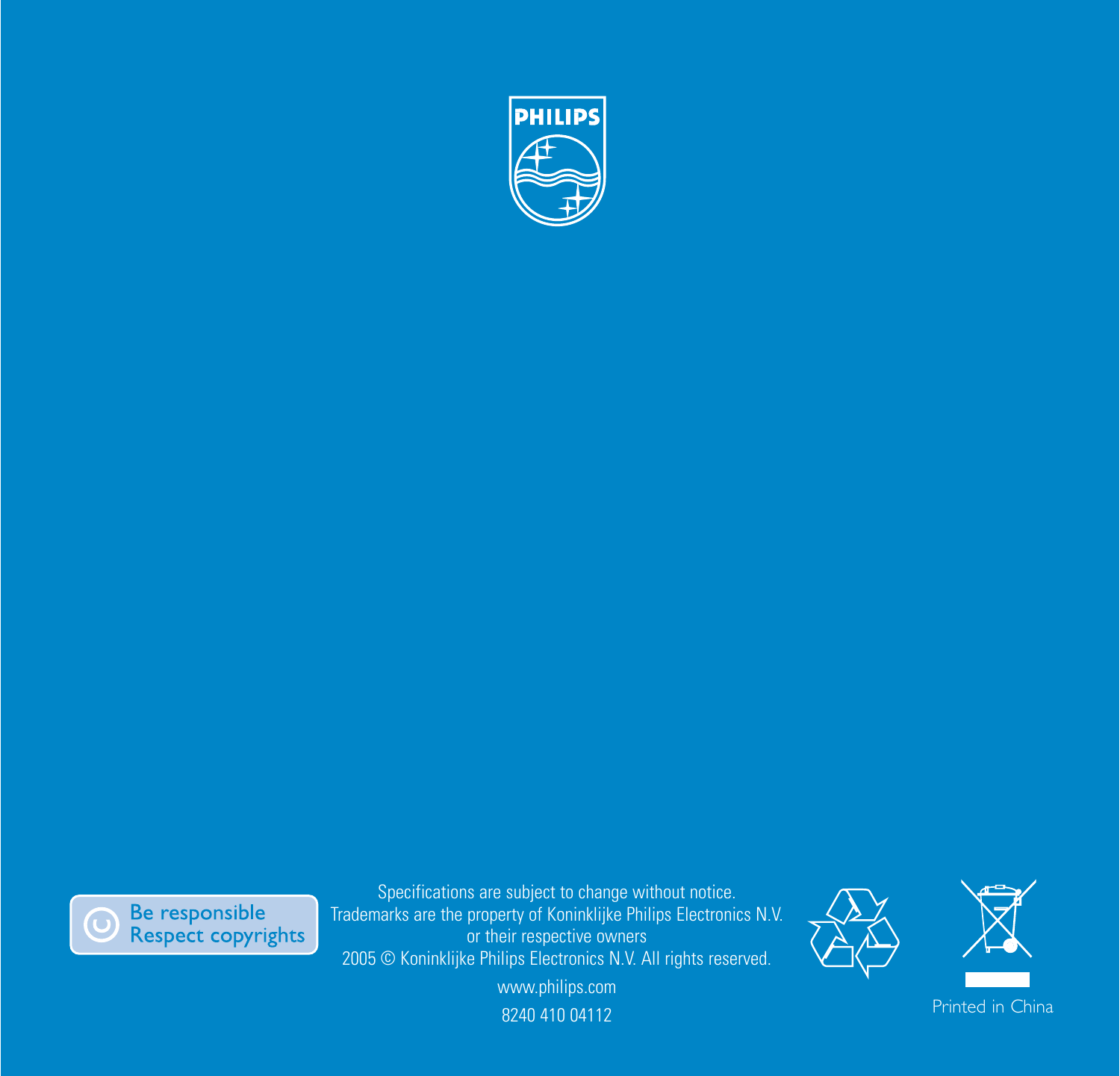PHILIPS

Be responsible
Respect copyrights

Specifications are subject to change without notice.
Trademarks are the property of Koninklijke Philips Electronics N.V.
or their respective owners
2005 © Koninklijke Philips Electronics N.V. All rights reserved.

www.philips.com

8240 410 04112

Printed in China